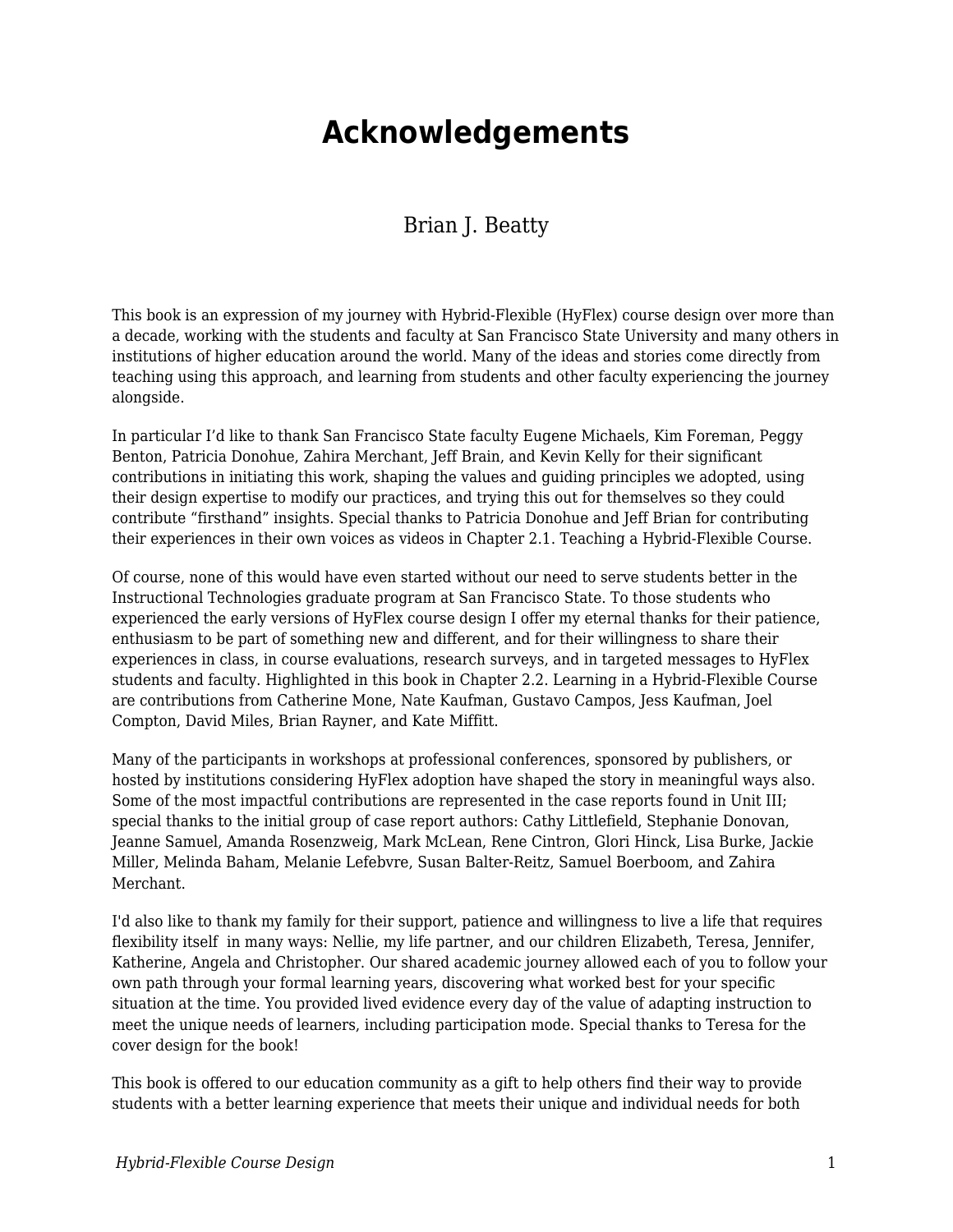# Acknowledgements

Brian J. Beatty

This book is an expression of my journey with Hybrid-Flexible (HyFlex) course design over more than a decade, working with the students and faculty at San Francisco State University and many others in institutions of higher education around the world. Many of the ideas and stories come directly from teaching using this approach, and learning from students and other faculty experiencing the journey alongside.

In particular I'd like to thank San Francisco State faculty Eugene Michaels, Kim Foreman, Peggy Benton, Patricia Donohue, Zahira Merchant, Jeff Brain, and Kevin Kelly for their significant contributions in initiating this work, shaping the values and guiding principles we adopted, using their design expertise to modify our practices, and trying this out for themselves so they could contribute "firsthand" insights. Special thanks to Patricia Donohue and Jeff Brian for contributing their experiences in their own voices as videos in Chapter 2.1. Teaching a Hybrid-Flexible Course.

Of course, none of this would have even started without our need to serve students better in the Instructional Technologies graduate program at San Francisco State. To those students who experienced the early versions of HyFlex course design I offer my eternal thanks for their patience, enthusiasm to be part of something new and different, and for their willingness to share their experiences in class, in course evaluations, research surveys, and in targeted messages to HyFlex students and faculty. Highlighted in this book in Chapter 2.2. Learning in a Hybrid-Flexible Course are contributions from Catherine Mone, Nate Kaufman, Gustavo Campos, Jess Kaufman, Joel Compton, David Miles, Brian Rayner, and Kate Miffitt.

Many of the participants in workshops at professional conferences, sponsored by publishers, or hosted by institutions considering HyFlex adoption have shaped the story in meaningful ways also. Some of the most impactful contributions are represented in the case reports found in Unit III; special thanks to the initial group of case report authors: Cathy Littlefield, Stephanie Donovan, Jeanne Samuel, Amanda Rosenzweig, Mark McLean, Rene Cintron, Glori Hinck, Lisa Burke, Jackie Miller, Melinda Baham, Melanie Lefebvre, Susan Balter-Reitz, Samuel Boerboom, and Zahira Merchant.

I'd also like to thank my family for their support, patience and willingness to live a life that requires flexibility itself in many ways: Nellie, my life partner, and our children Elizabeth, Teresa, Jennifer, Katherine, Angela and Christopher. Our shared academic journey allowed each of you to follow your own path through your formal learning years, discovering what worked best for your specific situation at the time. You provided lived evidence every day of the value of adapting instruction to meet the unique needs of learners, including participation mode. Special thanks to Teresa for the cover design for the book!

This book is offered to our education community as a gift to help others find their way to provide students with a better learning experience that meets their unique and individual needs for both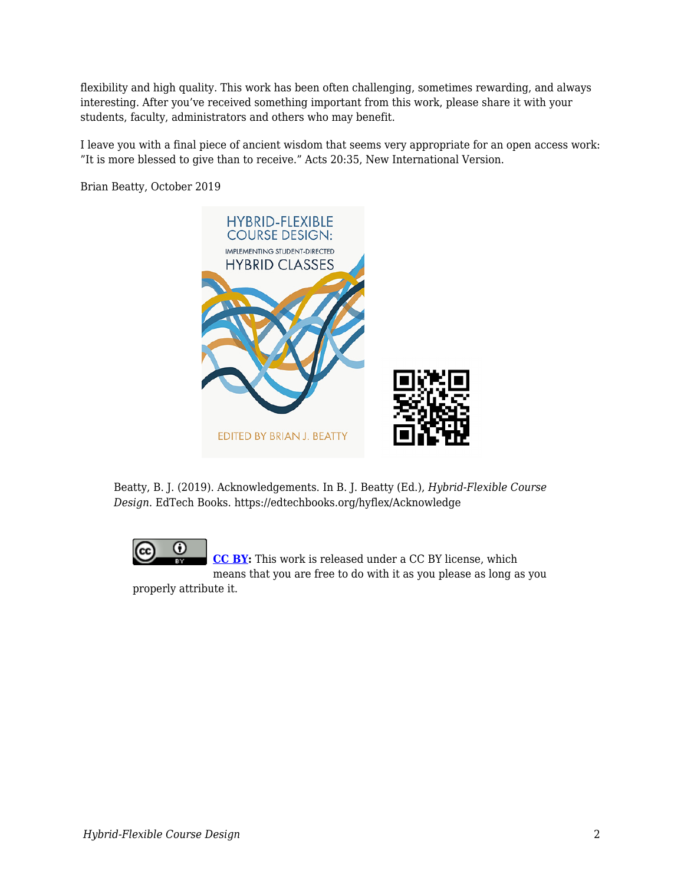flexibility and high quality. This work has been often challenging, sometimes rewarding, and always interesting. After you've received something important from this work, please share it with your students, faculty, administrators and others who may benefit.

I leave you with a final piece of ancient wisdom that seems very appropriate for an open access work: "It is more blessed to give than to receive." Acts 20:35, New International Version.

Brian Beatty, October 2019

Beatty, B. J. (2019). Acknowledgements. In B. J. Beatty (Ed.), *Hybrid-Flexible Course Design*. EdTech Books. https://edtechbooks.org/hyflex/Acknowledge

**CC BY:** This work is released under a CC BY license, which means that you are free to do with it as you please as long as you properly attribute it.